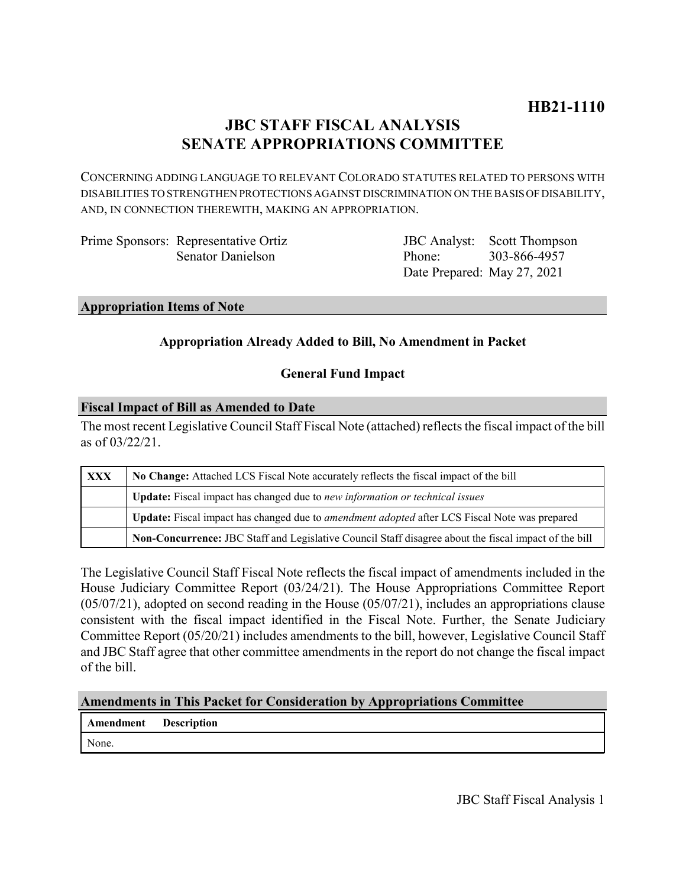**HB21-1110**

# JBC STAFF FISCAL ANALYSIS
# SENATE APPROPRIATIONS COMMITTEE

CONCERNING ADDING LANGUAGE TO RELEVANT COLORADO STATUTES RELATED TO PERSONS WITH DISABILITIES TO STRENGTHEN PROTECTIONS AGAINST DISCRIMINATION ON THE BASIS OF DISABILITY, AND, IN CONNECTION THEREWITH, MAKING AN APPROPRIATION.

Prime Sponsors: Representative Ortiz
Senator Danielson

JBC Analyst: Scott Thompson
Phone: 303-866-4957
Date Prepared: May 27, 2021

## Appropriation Items of Note

**Appropriation Already Added to Bill, No Amendment in Packet**

**General Fund Impact**

## Fiscal Impact of Bill as Amended to Date

The most recent Legislative Council Staff Fiscal Note (attached) reflects the fiscal impact of the bill as of 03/22/21.

| | |
|---|---|
| **XXX** | **No Change:** Attached LCS Fiscal Note accurately reflects the fiscal impact of the bill |
| | **Update:** Fiscal impact has changed due to *new information or technical issues* |
| | **Update:** Fiscal impact has changed due to *amendment adopted* after LCS Fiscal Note was prepared |
| | **Non-Concurrence:** JBC Staff and Legislative Council Staff disagree about the fiscal impact of the bill |

The Legislative Council Staff Fiscal Note reflects the fiscal impact of amendments included in the House Judiciary Committee Report (03/24/21). The House Appropriations Committee Report (05/07/21), adopted on second reading in the House (05/07/21), includes an appropriations clause consistent with the fiscal impact identified in the Fiscal Note. Further, the Senate Judiciary Committee Report (05/20/21) includes amendments to the bill, however, Legislative Council Staff and JBC Staff agree that other committee amendments in the report do not change the fiscal impact of the bill.

## Amendments in This Packet for Consideration by Appropriations Committee

| Amendment | Description |
|---|---|
| None. | |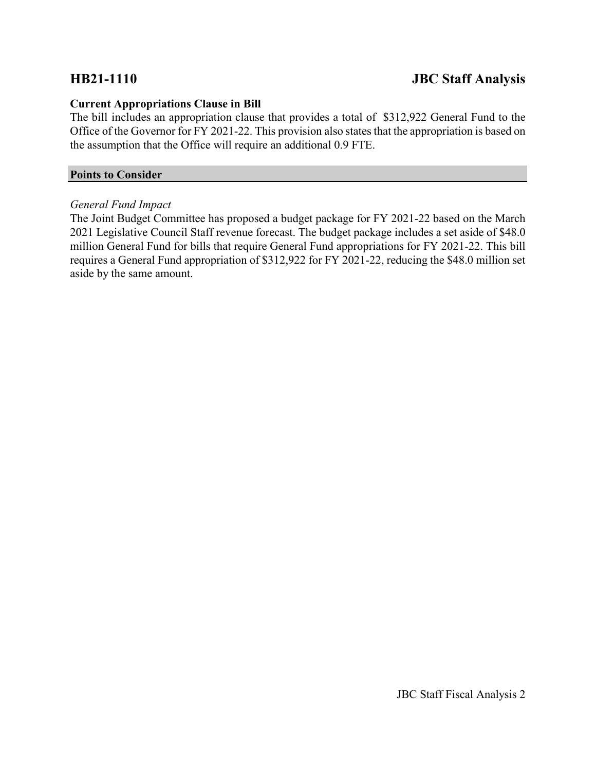**Current Appropriations Clause in Bill**

The bill includes an appropriation clause that provides a total of $312,922 General Fund to the Office of the Governor for FY 2021-22. This provision also states that the appropriation is based on the assumption that the Office will require an additional 0.9 FTE.

## Points to Consider

*General Fund Impact*

The Joint Budget Committee has proposed a budget package for FY 2021-22 based on the March 2021 Legislative Council Staff revenue forecast. The budget package includes a set aside of $48.0 million General Fund for bills that require General Fund appropriations for FY 2021-22. This bill requires a General Fund appropriation of $312,922 for FY 2021-22, reducing the $48.0 million set aside by the same amount.